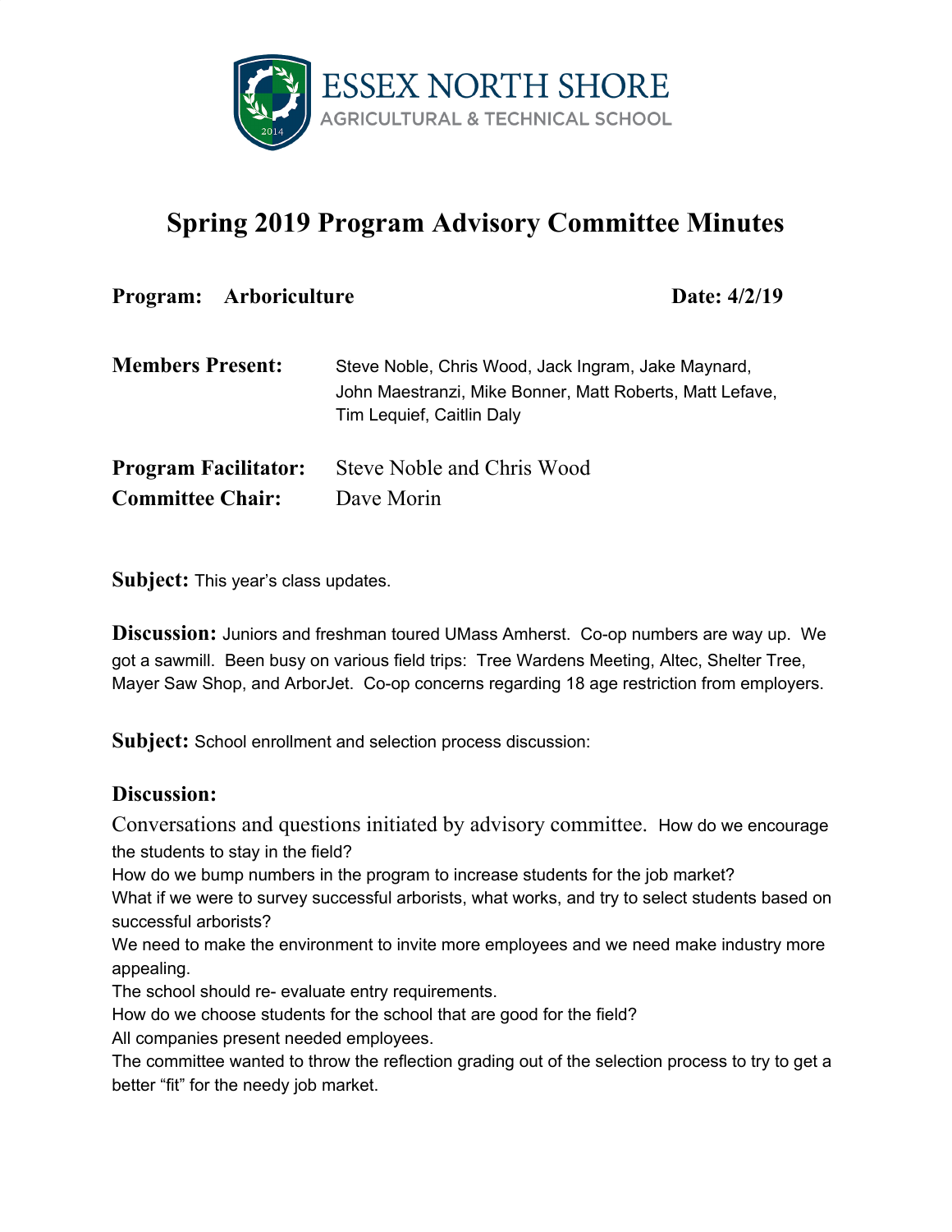ESSEX NORTH SHORE
AGRICULTURAL & TECHNICAL SCHOOL

# Spring 2019 Program Advisory Committee Minutes

**Program: Arboriculture** **Date: 4/2/19**

**Members Present:** Steve Noble, Chris Wood, Jack Ingram, Jake Maynard, John Maestranzi, Mike Bonner, Matt Roberts, Matt Lefave, Tim Lequief, Caitlin Daly

**Program Facilitator:** Steve Noble and Chris Wood
**Committee Chair:** Dave Morin

**Subject:** This year's class updates.

**Discussion:** Juniors and freshman toured UMass Amherst. Co-op numbers are way up. We got a sawmill. Been busy on various field trips: Tree Wardens Meeting, Altec, Shelter Tree, Mayer Saw Shop, and ArborJet. Co-op concerns regarding 18 age restriction from employers.

**Subject:** School enrollment and selection process discussion:

**Discussion:**

Conversations and questions initiated by advisory committee. How do we encourage the students to stay in the field?
How do we bump numbers in the program to increase students for the job market?
What if we were to survey successful arborists, what works, and try to select students based on successful arborists?
We need to make the environment to invite more employees and we need make industry more appealing.
The school should re- evaluate entry requirements.
How do we choose students for the school that are good for the field?
All companies present needed employees.
The committee wanted to throw the reflection grading out of the selection process to try to get a better "fit" for the needy job market.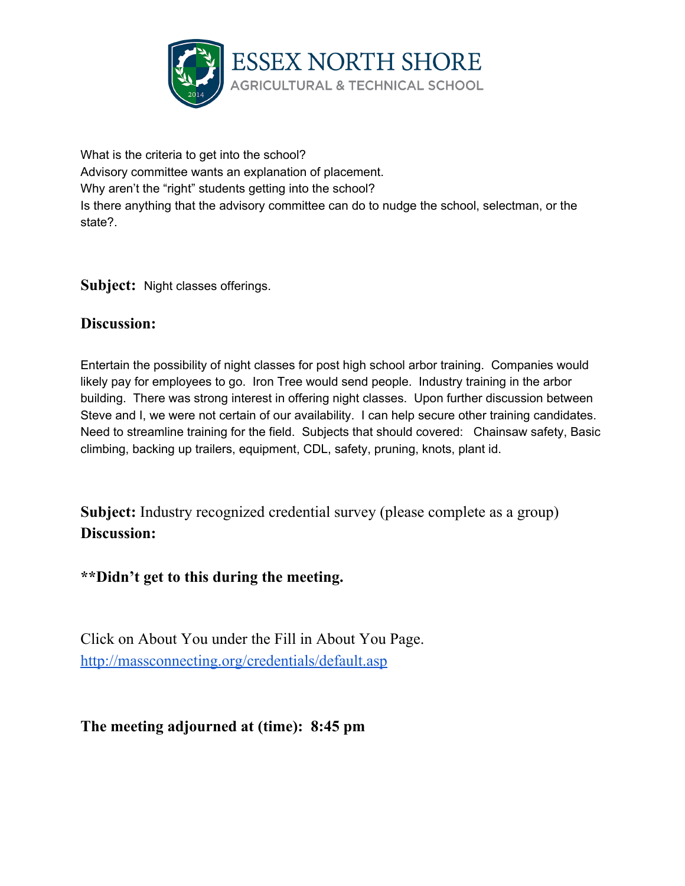What is the criteria to get into the school?
Advisory committee wants an explanation of placement.
Why aren't the "right" students getting into the school?
Is there anything that the advisory committee can do to nudge the school, selectman, or the state?.

**Subject:** Night classes offerings.

**Discussion:**

Entertain the possibility of night classes for post high school arbor training. Companies would likely pay for employees to go. Iron Tree would send people. Industry training in the arbor building. There was strong interest in offering night classes. Upon further discussion between Steve and I, we were not certain of our availability. I can help secure other training candidates. Need to streamline training for the field. Subjects that should covered: Chainsaw safety, Basic climbing, backing up trailers, equipment, CDL, safety, pruning, knots, plant id.

**Subject:** Industry recognized credential survey (please complete as a group)
**Discussion:**

****Didn't get to this during the meeting.**

Click on About You under the Fill in About You Page.
http://massconnecting.org/credentials/default.asp

**The meeting adjourned at (time): 8:45 pm**